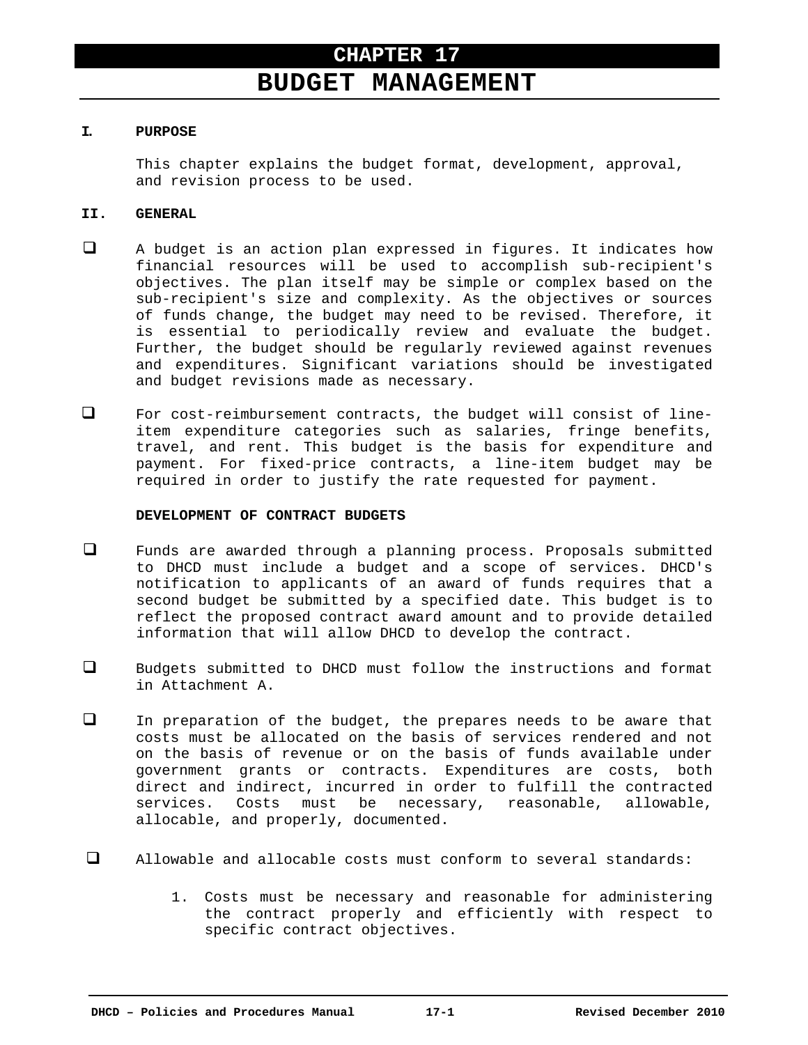# CHAPTER 17
# BUDGET MANAGEMENT

## I. PURPOSE

This chapter explains the budget format, development, approval, and revision process to be used.

## II. GENERAL

- A budget is an action plan expressed in figures. It indicates how financial resources will be used to accomplish sub-recipient's objectives. The plan itself may be simple or complex based on the sub-recipient's size and complexity. As the objectives or sources of funds change, the budget may need to be revised. Therefore, it is essential to periodically review and evaluate the budget. Further, the budget should be regularly reviewed against revenues and expenditures. Significant variations should be investigated and budget revisions made as necessary.

- For cost-reimbursement contracts, the budget will consist of line-item expenditure categories such as salaries, fringe benefits, travel, and rent. This budget is the basis for expenditure and payment. For fixed-price contracts, a line-item budget may be required in order to justify the rate requested for payment.

### DEVELOPMENT OF CONTRACT BUDGETS

- Funds are awarded through a planning process. Proposals submitted to DHCD must include a budget and a scope of services. DHCD's notification to applicants of an award of funds requires that a second budget be submitted by a specified date. This budget is to reflect the proposed contract award amount and to provide detailed information that will allow DHCD to develop the contract.

- Budgets submitted to DHCD must follow the instructions and format in Attachment A.

- In preparation of the budget, the prepares needs to be aware that costs must be allocated on the basis of services rendered and not on the basis of revenue or on the basis of funds available under government grants or contracts. Expenditures are costs, both direct and indirect, incurred in order to fulfill the contracted services. Costs must be necessary, reasonable, allowable, allocable, and properly, documented.

- Allowable and allocable costs must conform to several standards:

  1. Costs must be necessary and reasonable for administering the contract properly and efficiently with respect to specific contract objectives.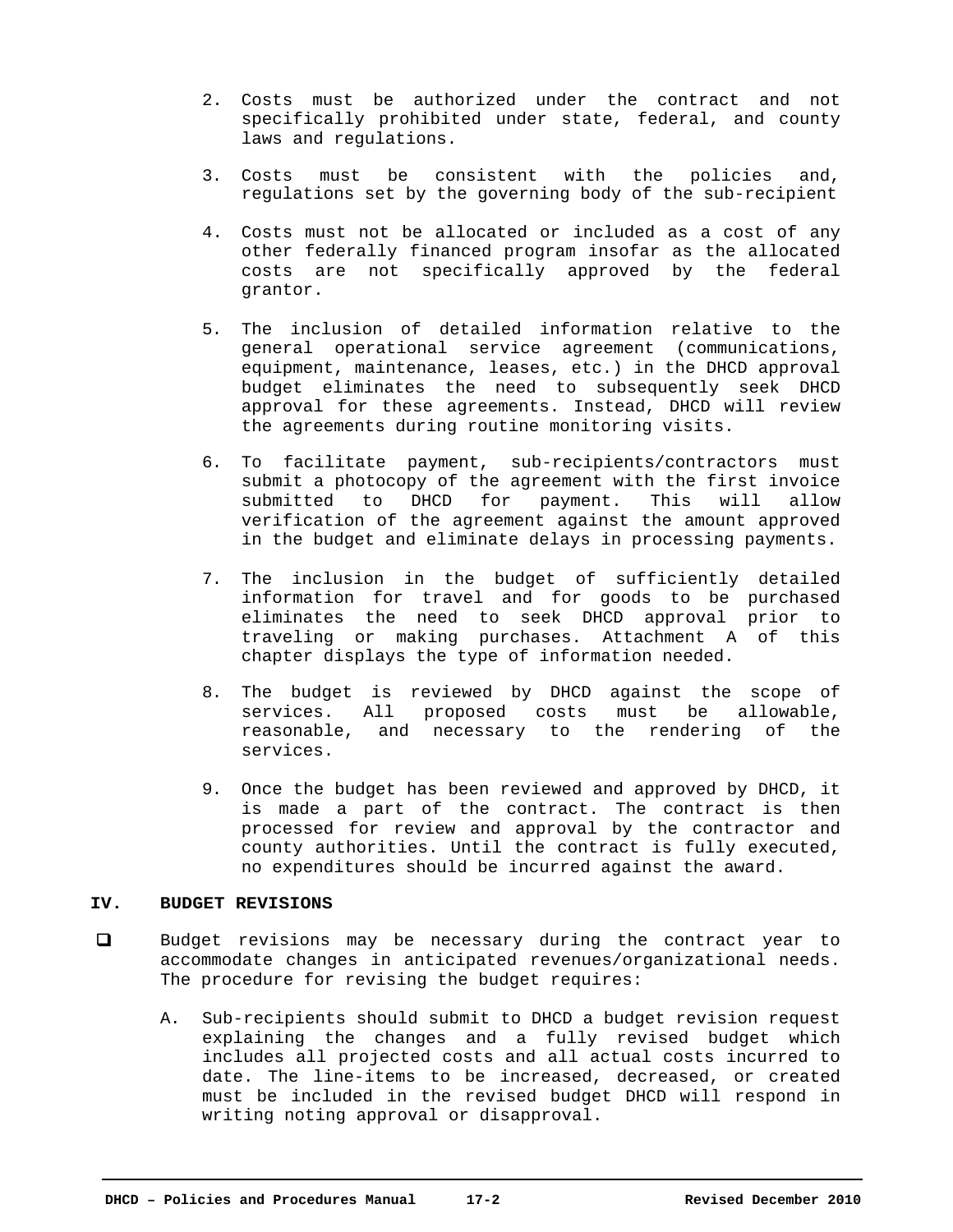2. Costs must be authorized under the contract and not specifically prohibited under state, federal, and county laws and regulations.

3. Costs must be consistent with the policies and, regulations set by the governing body of the sub-recipient

4. Costs must not be allocated or included as a cost of any other federally financed program insofar as the allocated costs are not specifically approved by the federal grantor.

5. The inclusion of detailed information relative to the general operational service agreement (communications, equipment, maintenance, leases, etc.) in the DHCD approval budget eliminates the need to subsequently seek DHCD approval for these agreements. Instead, DHCD will review the agreements during routine monitoring visits.

6. To facilitate payment, sub-recipients/contractors must submit a photocopy of the agreement with the first invoice submitted to DHCD for payment. This will allow verification of the agreement against the amount approved in the budget and eliminate delays in processing payments.

7. The inclusion in the budget of sufficiently detailed information for travel and for goods to be purchased eliminates the need to seek DHCD approval prior to traveling or making purchases. Attachment A of this chapter displays the type of information needed.

8. The budget is reviewed by DHCD against the scope of services. All proposed costs must be allowable, reasonable, and necessary to the rendering of the services.

9. Once the budget has been reviewed and approved by DHCD, it is made a part of the contract. The contract is then processed for review and approval by the contractor and county authorities. Until the contract is fully executed, no expenditures should be incurred against the award.

## IV. BUDGET REVISIONS

- Budget revisions may be necessary during the contract year to accommodate changes in anticipated revenues/organizational needs. The procedure for revising the budget requires:

  A. Sub-recipients should submit to DHCD a budget revision request explaining the changes and a fully revised budget which includes all projected costs and all actual costs incurred to date. The line-items to be increased, decreased, or created must be included in the revised budget DHCD will respond in writing noting approval or disapproval.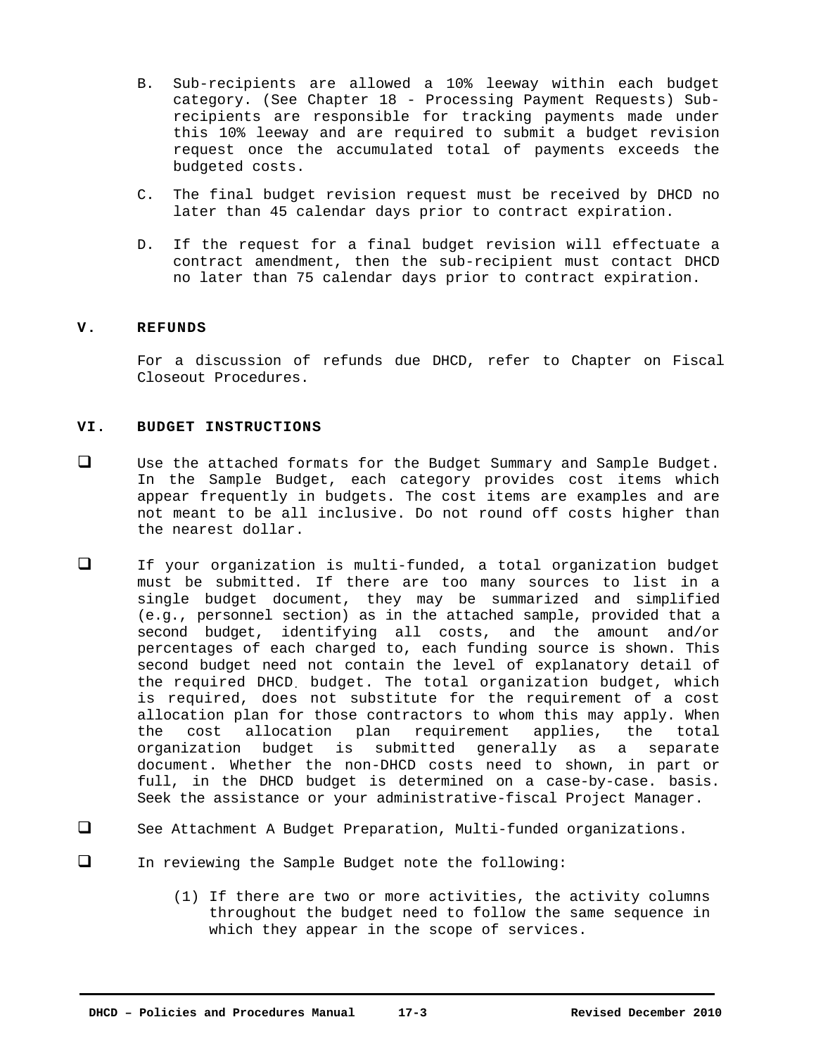B. Sub-recipients are allowed a 10% leeway within each budget category. (See Chapter 18 - Processing Payment Requests) Sub-recipients are responsible for tracking payments made under this 10% leeway and are required to submit a budget revision request once the accumulated total of payments exceeds the budgeted costs.

C. The final budget revision request must be received by DHCD no later than 45 calendar days prior to contract expiration.

D. If the request for a final budget revision will effectuate a contract amendment, then the sub-recipient must contact DHCD no later than 75 calendar days prior to contract expiration.

## V. REFUNDS

For a discussion of refunds due DHCD, refer to Chapter on Fiscal Closeout Procedures.

## VI. BUDGET INSTRUCTIONS

- ❑ Use the attached formats for the Budget Summary and Sample Budget. In the Sample Budget, each category provides cost items which appear frequently in budgets. The cost items are examples and are not meant to be all inclusive. Do not round off costs higher than the nearest dollar.

- ❑ If your organization is multi-funded, a total organization budget must be submitted. If there are too many sources to list in a single budget document, they may be summarized and simplified (e.g., personnel section) as in the attached sample, provided that a second budget, identifying all costs, and the amount and/or percentages of each charged to, each funding source is shown. This second budget need not contain the level of explanatory detail of the required DHCD budget. The total organization budget, which is required, does not substitute for the requirement of a cost allocation plan for those contractors to whom this may apply. When the cost allocation plan requirement applies, the total organization budget is submitted generally as a separate document. Whether the non-DHCD costs need to shown, in part or full, in the DHCD budget is determined on a case-by-case. basis. Seek the assistance or your administrative-fiscal Project Manager.

- ❑ See Attachment A Budget Preparation, Multi-funded organizations.

- ❑ In reviewing the Sample Budget note the following:

  (1) If there are two or more activities, the activity columns throughout the budget need to follow the same sequence in which they appear in the scope of services.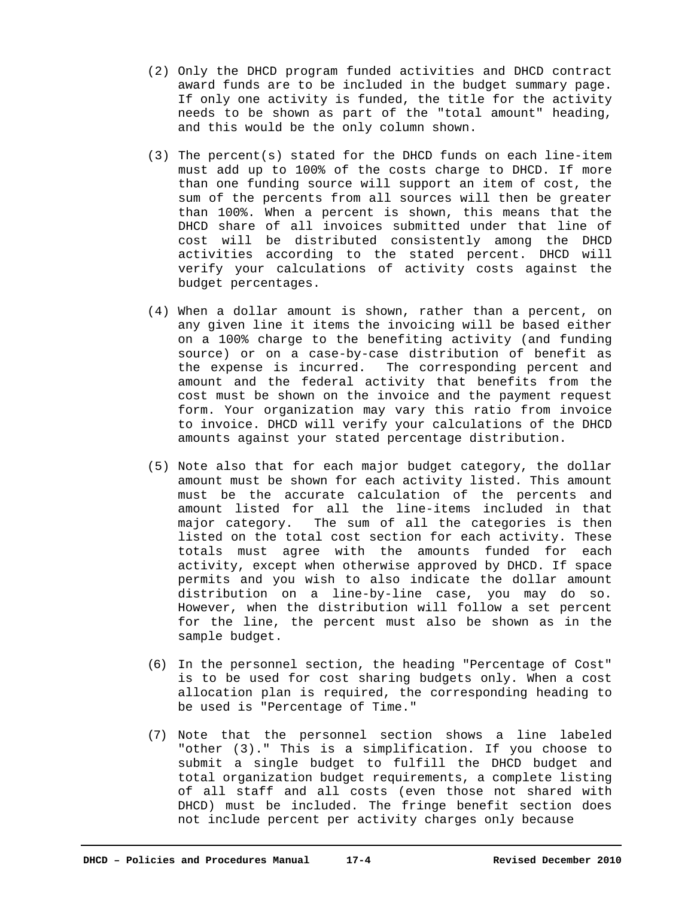(2) Only the DHCD program funded activities and DHCD contract award funds are to be included in the budget summary page. If only one activity is funded, the title for the activity needs to be shown as part of the "total amount" heading, and this would be the only column shown.

(3) The percent(s) stated for the DHCD funds on each line-item must add up to 100% of the costs charge to DHCD. If more than one funding source will support an item of cost, the sum of the percents from all sources will then be greater than 100%. When a percent is shown, this means that the DHCD share of all invoices submitted under that line of cost will be distributed consistently among the DHCD activities according to the stated percent. DHCD will verify your calculations of activity costs against the budget percentages.

(4) When a dollar amount is shown, rather than a percent, on any given line it items the invoicing will be based either on a 100% charge to the benefiting activity (and funding source) or on a case-by-case distribution of benefit as the expense is incurred. The corresponding percent and amount and the federal activity that benefits from the cost must be shown on the invoice and the payment request form. Your organization may vary this ratio from invoice to invoice. DHCD will verify your calculations of the DHCD amounts against your stated percentage distribution.

(5) Note also that for each major budget category, the dollar amount must be shown for each activity listed. This amount must be the accurate calculation of the percents and amount listed for all the line-items included in that major category. The sum of all the categories is then listed on the total cost section for each activity. These totals must agree with the amounts funded for each activity, except when otherwise approved by DHCD. If space permits and you wish to also indicate the dollar amount distribution on a line-by-line case, you may do so. However, when the distribution will follow a set percent for the line, the percent must also be shown as in the sample budget.

(6) In the personnel section, the heading "Percentage of Cost" is to be used for cost sharing budgets only. When a cost allocation plan is required, the corresponding heading to be used is "Percentage of Time."

(7) Note that the personnel section shows a line labeled "other (3)." This is a simplification. If you choose to submit a single budget to fulfill the DHCD budget and total organization budget requirements, a complete listing of all staff and all costs (even those not shared with DHCD) must be included. The fringe benefit section does not include percent per activity charges only because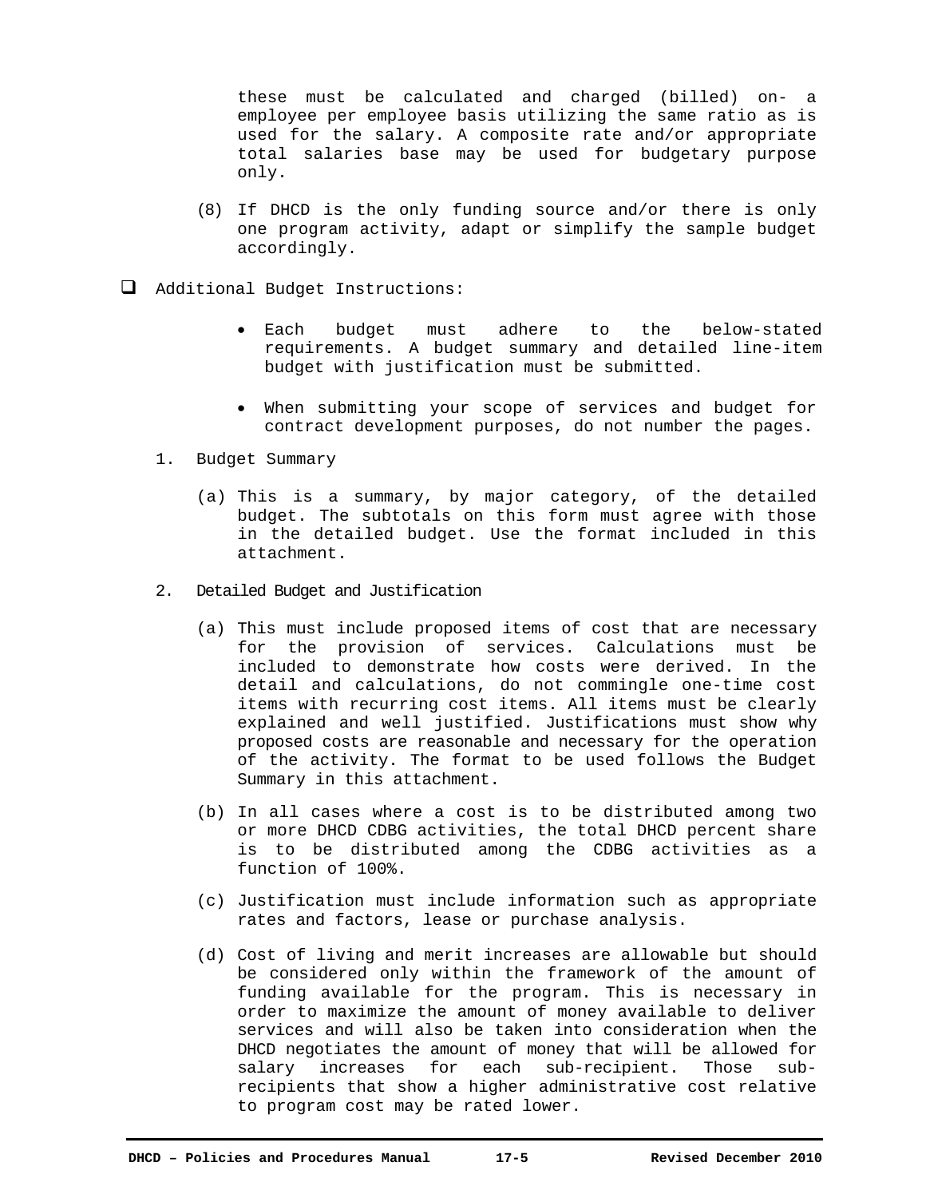these must be calculated and charged (billed) on- a employee per employee basis utilizing the same ratio as is used for the salary. A composite rate and/or appropriate total salaries base may be used for budgetary purpose only.

(8) If DHCD is the only funding source and/or there is only one program activity, adapt or simplify the sample budget accordingly.

- ❑ Additional Budget Instructions:

  - Each budget must adhere to the below-stated requirements. A budget summary and detailed line-item budget with justification must be submitted.

  - When submitting your scope of services and budget for contract development purposes, do not number the pages.

1. Budget Summary

   (a) This is a summary, by major category, of the detailed budget. The subtotals on this form must agree with those in the detailed budget. Use the format included in this attachment.

2. Detailed Budget and Justification

   (a) This must include proposed items of cost that are necessary for the provision of services. Calculations must be included to demonstrate how costs were derived. In the detail and calculations, do not commingle one-time cost items with recurring cost items. All items must be clearly explained and well justified. Justifications must show why proposed costs are reasonable and necessary for the operation of the activity. The format to be used follows the Budget Summary in this attachment.

   (b) In all cases where a cost is to be distributed among two or more DHCD CDBG activities, the total DHCD percent share is to be distributed among the CDBG activities as a function of 100%.

   (c) Justification must include information such as appropriate rates and factors, lease or purchase analysis.

   (d) Cost of living and merit increases are allowable but should be considered only within the framework of the amount of funding available for the program. This is necessary in order to maximize the amount of money available to deliver services and will also be taken into consideration when the DHCD negotiates the amount of money that will be allowed for salary increases for each sub-recipient. Those sub-recipients that show a higher administrative cost relative to program cost may be rated lower.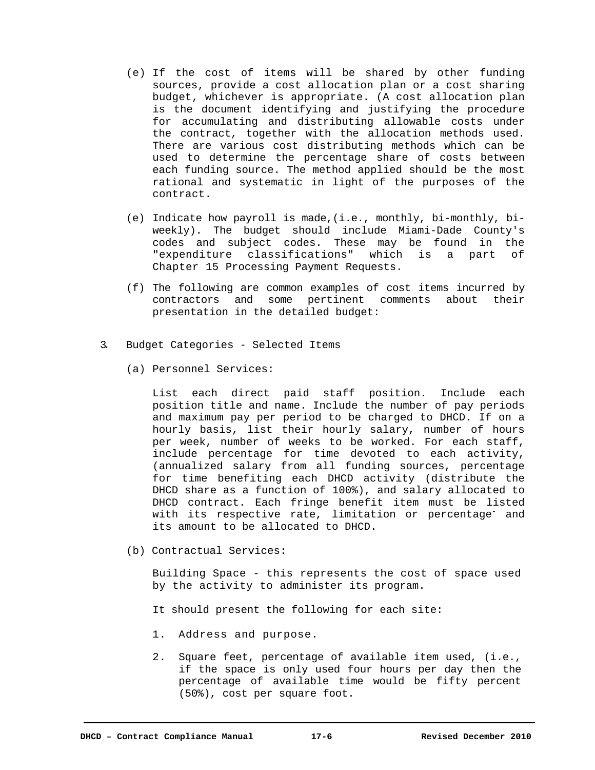(e) If the cost of items will be shared by other funding sources, provide a cost allocation plan or a cost sharing budget, whichever is appropriate. (A cost allocation plan is the document identifying and justifying the procedure for accumulating and distributing allowable costs under the contract, together with the allocation methods used. There are various cost distributing methods which can be used to determine the percentage share of costs between each funding source. The method applied should be the most rational and systematic in light of the purposes of the contract.

(e) Indicate how payroll is made,(i.e., monthly, bi-monthly, bi-weekly). The budget should include Miami-Dade County's codes and subject codes. These may be found in the "expenditure classifications" which is a part of Chapter 15 Processing Payment Requests.

(f) The following are common examples of cost items incurred by contractors and some pertinent comments about their presentation in the detailed budget:

3. Budget Categories - Selected Items

(a) Personnel Services:

List each direct paid staff position. Include each position title and name. Include the number of pay periods and maximum pay per period to be charged to DHCD. If on a hourly basis, list their hourly salary, number of hours per week, number of weeks to be worked. For each staff, include percentage for time devoted to each activity, (annualized salary from all funding sources, percentage for time benefiting each DHCD activity (distribute the DHCD share as a function of 100%), and salary allocated to DHCD contract. Each fringe benefit item must be listed with its respective rate, limitation or percentage and its amount to be allocated to DHCD.

(b) Contractual Services:

Building Space - this represents the cost of space used by the activity to administer its program.

It should present the following for each site:

1. Address and purpose.

2. Square feet, percentage of available item used, (i.e., if the space is only used four hours per day then the percentage of available time would be fifty percent (50%), cost per square foot.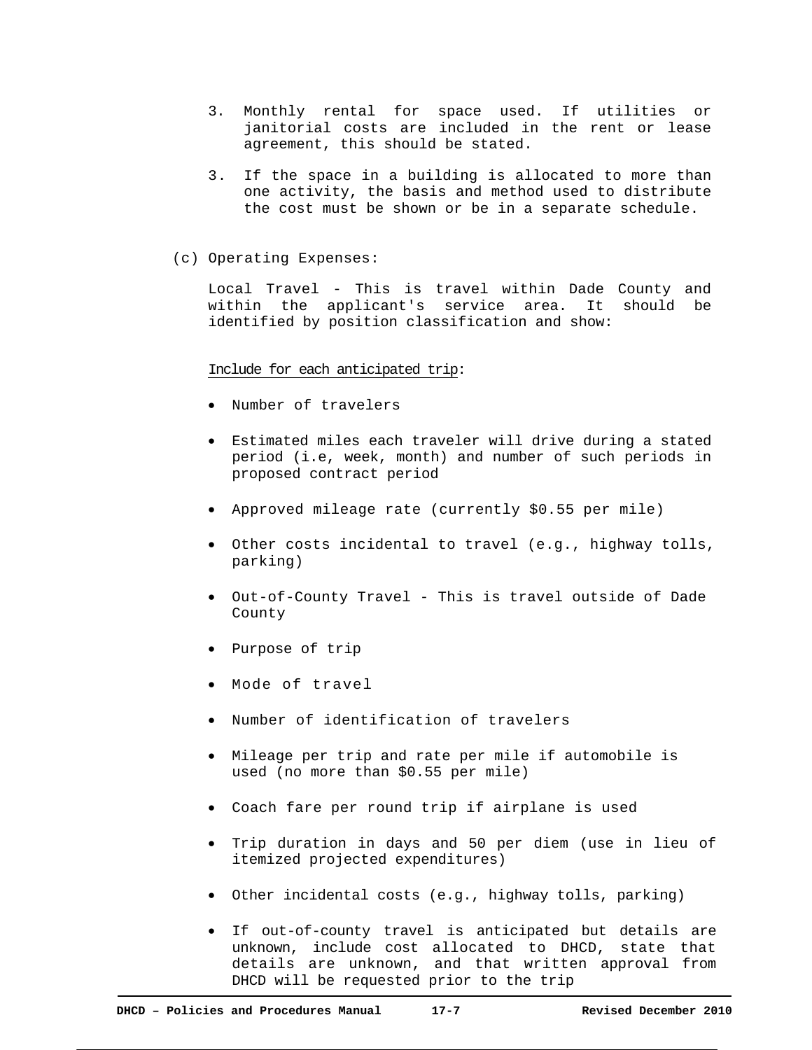3. Monthly rental for space used. If utilities or janitorial costs are included in the rent or lease agreement, this should be stated.

3. If the space in a building is allocated to more than one activity, the basis and method used to distribute the cost must be shown or be in a separate schedule.

(c) Operating Expenses:

Local Travel - This is travel within Dade County and within the applicant's service area. It should be identified by position classification and show:

<u>Include for each anticipated trip</u>:

- Number of travelers
- Estimated miles each traveler will drive during a stated period (i.e, week, month) and number of such periods in proposed contract period
- Approved mileage rate (currently $0.55 per mile)
- Other costs incidental to travel (e.g., highway tolls, parking)
- Out-of-County Travel - This is travel outside of Dade County
- Purpose of trip
- Mode of travel
- Number of identification of travelers
- Mileage per trip and rate per mile if automobile is used (no more than $0.55 per mile)
- Coach fare per round trip if airplane is used
- Trip duration in days and 50 per diem (use in lieu of itemized projected expenditures)
- Other incidental costs (e.g., highway tolls, parking)
- If out-of-county travel is anticipated but details are unknown, include cost allocated to DHCD, state that details are unknown, and that written approval from DHCD will be requested prior to the trip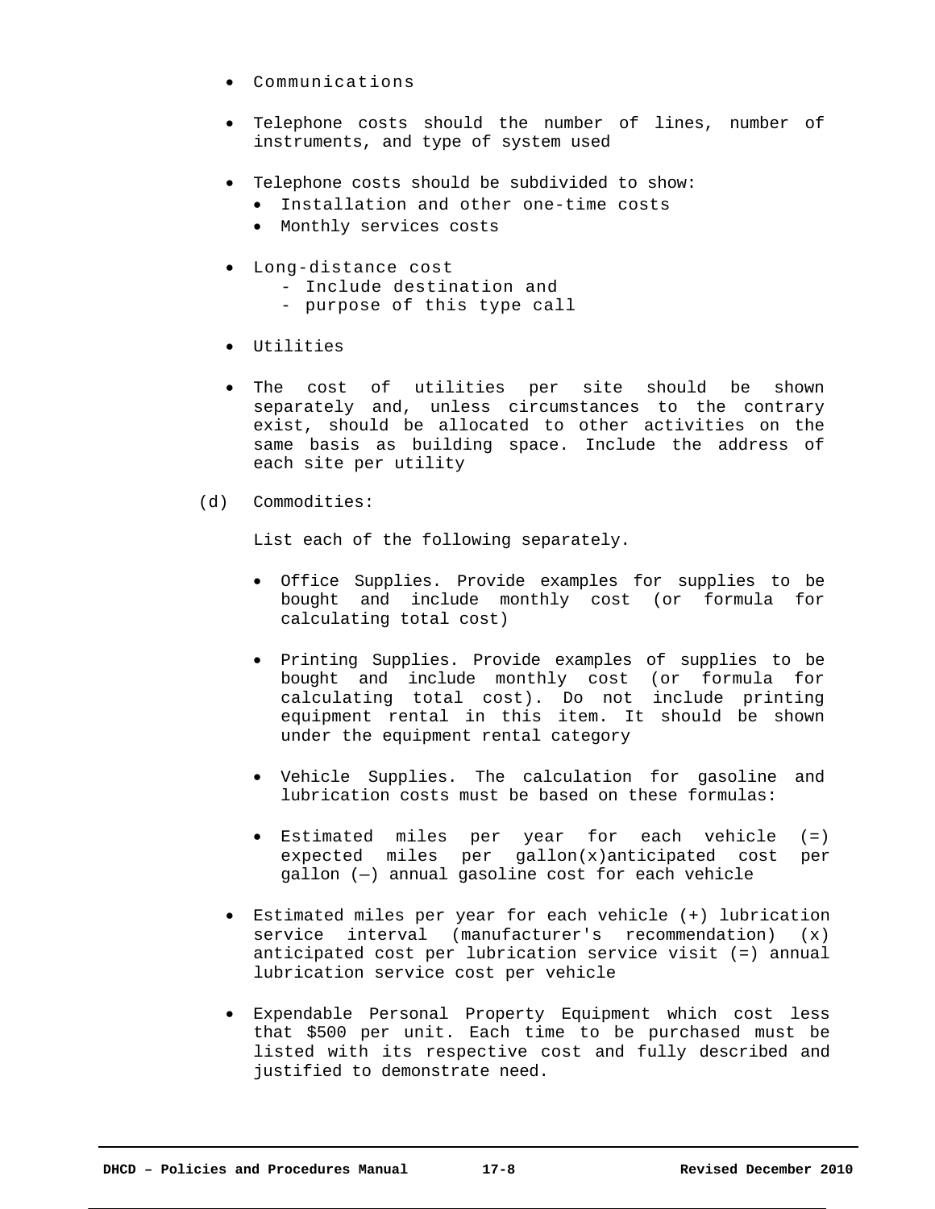- Communications

- Telephone costs should the number of lines, number of instruments, and type of system used

- Telephone costs should be subdivided to show:
  - Installation and other one-time costs
  - Monthly services costs

- Long-distance cost
  - Include destination and
  - purpose of this type call

- Utilities

- The cost of utilities per site should be shown separately and, unless circumstances to the contrary exist, should be allocated to other activities on the same basis as building space. Include the address of each site per utility

(d) Commodities:

List each of the following separately.

- Office Supplies. Provide examples for supplies to be bought and include monthly cost (or formula for calculating total cost)

- Printing Supplies. Provide examples of supplies to be bought and include monthly cost (or formula for calculating total cost). Do not include printing equipment rental in this item. It should be shown under the equipment rental category

- Vehicle Supplies. The calculation for gasoline and lubrication costs must be based on these formulas:

- Estimated miles per year for each vehicle (=) expected miles per gallon(x)anticipated cost per gallon (—) annual gasoline cost for each vehicle

- Estimated miles per year for each vehicle (+) lubrication service interval (manufacturer's recommendation) (x) anticipated cost per lubrication service visit (=) annual lubrication service cost per vehicle

- Expendable Personal Property Equipment which cost less that $500 per unit. Each time to be purchased must be listed with its respective cost and fully described and justified to demonstrate need.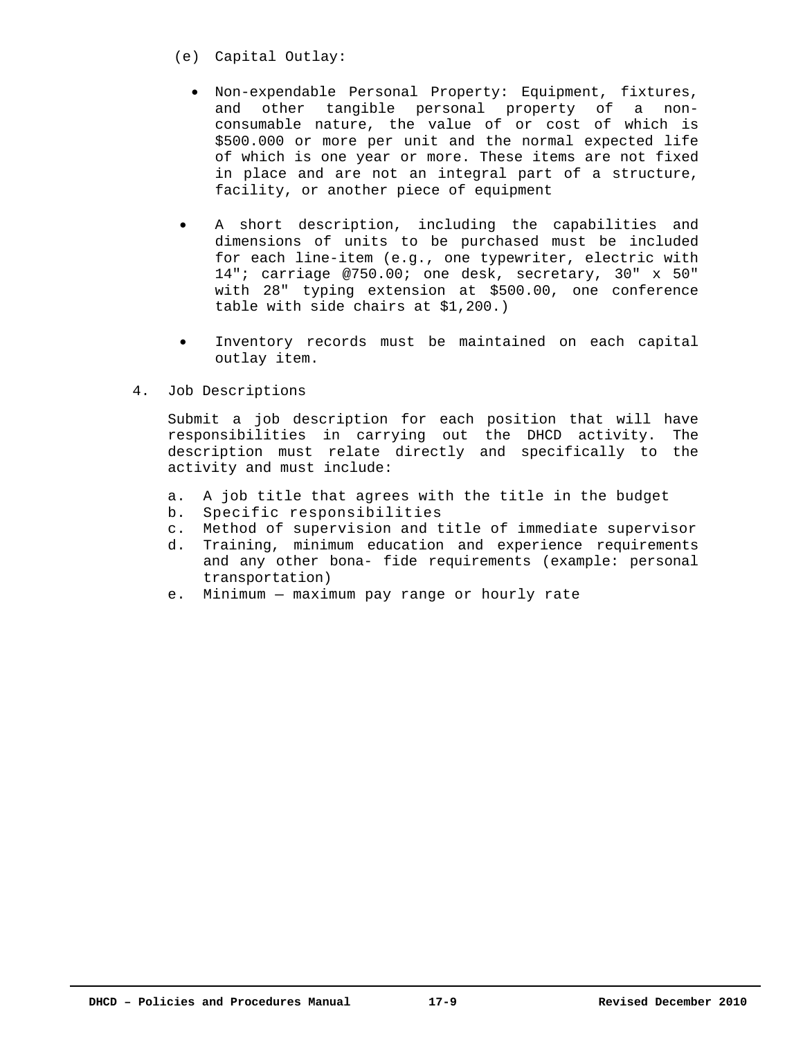(e) Capital Outlay:

- Non-expendable Personal Property: Equipment, fixtures, and other tangible personal property of a non-consumable nature, the value of or cost of which is $500.000 or more per unit and the normal expected life of which is one year or more. These items are not fixed in place and are not an integral part of a structure, facility, or another piece of equipment

- A short description, including the capabilities and dimensions of units to be purchased must be included for each line-item (e.g., one typewriter, electric with 14"; carriage @750.00; one desk, secretary, 30" x 50" with 28" typing extension at $500.00, one conference table with side chairs at $1,200.)

- Inventory records must be maintained on each capital outlay item.

4. Job Descriptions

   Submit a job description for each position that will have responsibilities in carrying out the DHCD activity. The description must relate directly and specifically to the activity and must include:

   a. A job title that agrees with the title in the budget
   b. Specific responsibilities
   c. Method of supervision and title of immediate supervisor
   d. Training, minimum education and experience requirements and any other bona- fide requirements (example: personal transportation)
   e. Minimum — maximum pay range or hourly rate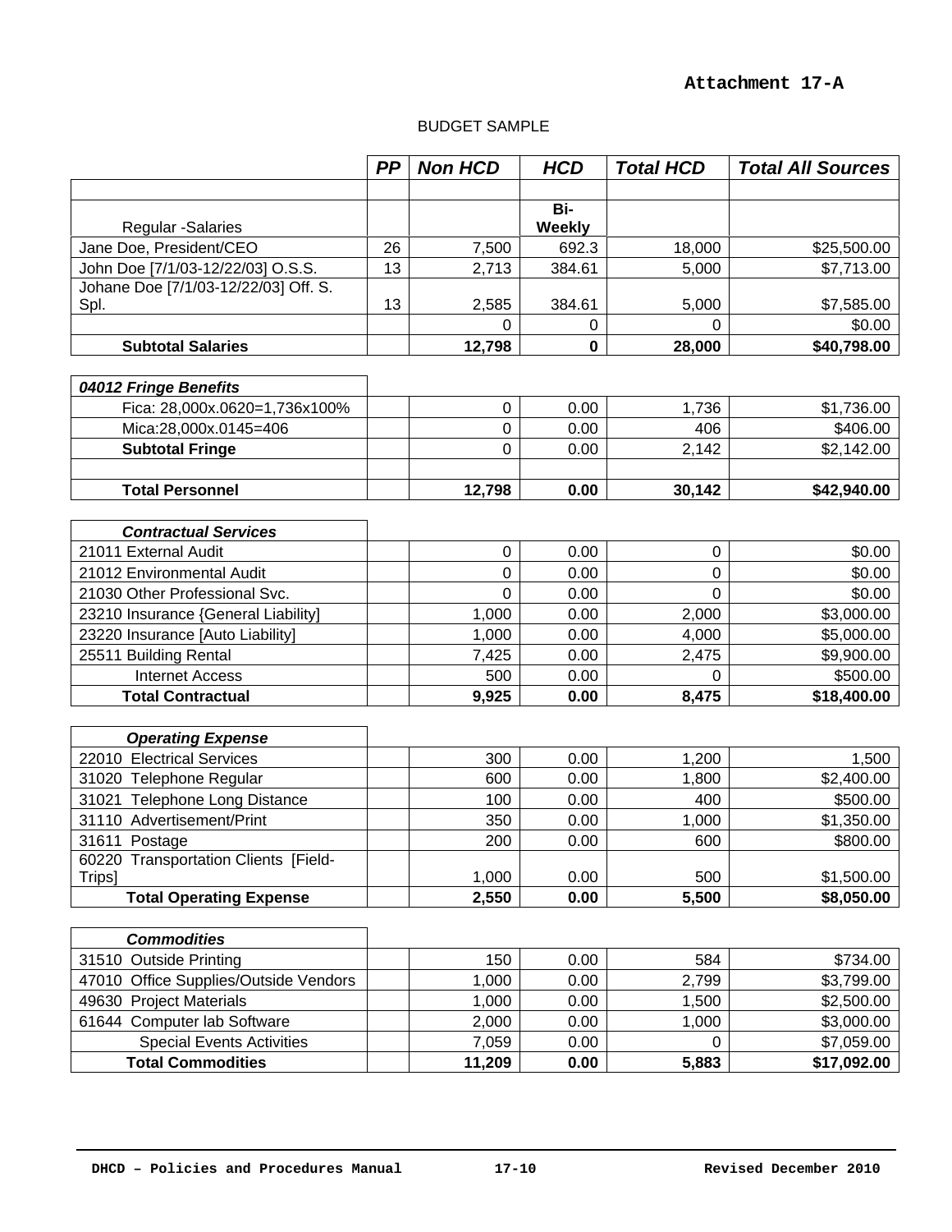**Attachment 17-A**

BUDGET SAMPLE

| | *PP* | *Non HCD* | *HCD* | *Total HCD* | *Total All Sources* |
|---|---|---|---|---|---|
| | | | | | |
| Regular -Salaries | | | Bi-Weekly | | |
| Jane Doe, President/CEO | 26 | 7,500 | 692.3 | 18,000 | $25,500.00 |
| John Doe [7/1/03-12/22/03] O.S.S. | 13 | 2,713 | 384.61 | 5,000 | $7,713.00 |
| Johane Doe [7/1/03-12/22/03] Off. S. Spl. | 13 | 2,585 | 384.61 | 5,000 | $7,585.00 |
| | | 0 | 0 | 0 | $0.00 |
| **Subtotal Salaries** | | **12,798** | **0** | **28,000** | **$40,798.00** |

| *04012 Fringe Benefits* | | | | | |
|---|---|---|---|---|---|
| Fica: 28,000x.0620=1,736x100% | | 0 | 0.00 | 1,736 | $1,736.00 |
| Mica:28,000x.0145=406 | | 0 | 0.00 | 406 | $406.00 |
| **Subtotal Fringe** | | 0 | 0.00 | 2,142 | $2,142.00 |
| | | | | | |
| **Total Personnel** | | **12,798** | **0.00** | **30,142** | **$42,940.00** |

| *Contractual Services* | | | | | |
|---|---|---|---|---|---|
| 21011 External Audit | | 0 | 0.00 | 0 | $0.00 |
| 21012 Environmental Audit | | 0 | 0.00 | 0 | $0.00 |
| 21030 Other Professional Svc. | | 0 | 0.00 | 0 | $0.00 |
| 23210 Insurance {General Liability] | | 1,000 | 0.00 | 2,000 | $3,000.00 |
| 23220 Insurance [Auto Liability] | | 1,000 | 0.00 | 4,000 | $5,000.00 |
| 25511 Building Rental | | 7,425 | 0.00 | 2,475 | $9,900.00 |
| Internet Access | | 500 | 0.00 | 0 | $500.00 |
| **Total Contractual** | | **9,925** | **0.00** | **8,475** | **$18,400.00** |

| *Operating Expense* | | | | | |
|---|---|---|---|---|---|
| 22010 Electrical Services | | 300 | 0.00 | 1,200 | 1,500 |
| 31020 Telephone Regular | | 600 | 0.00 | 1,800 | $2,400.00 |
| 31021 Telephone Long Distance | | 100 | 0.00 | 400 | $500.00 |
| 31110 Advertisement/Print | | 350 | 0.00 | 1,000 | $1,350.00 |
| 31611 Postage | | 200 | 0.00 | 600 | $800.00 |
| 60220 Transportation Clients [Field-Trips] | | 1,000 | 0.00 | 500 | $1,500.00 |
| **Total Operating Expense** | | **2,550** | **0.00** | **5,500** | **$8,050.00** |

| *Commodities* | | | | | |
|---|---|---|---|---|---|
| 31510 Outside Printing | | 150 | 0.00 | 584 | $734.00 |
| 47010 Office Supplies/Outside Vendors | | 1,000 | 0.00 | 2,799 | $3,799.00 |
| 49630 Project Materials | | 1,000 | 0.00 | 1,500 | $2,500.00 |
| 61644 Computer lab Software | | 2,000 | 0.00 | 1,000 | $3,000.00 |
| Special Events Activities | | 7,059 | 0.00 | 0 | $7,059.00 |
| **Total Commodities** | | **11,209** | **0.00** | **5,883** | **$17,092.00** |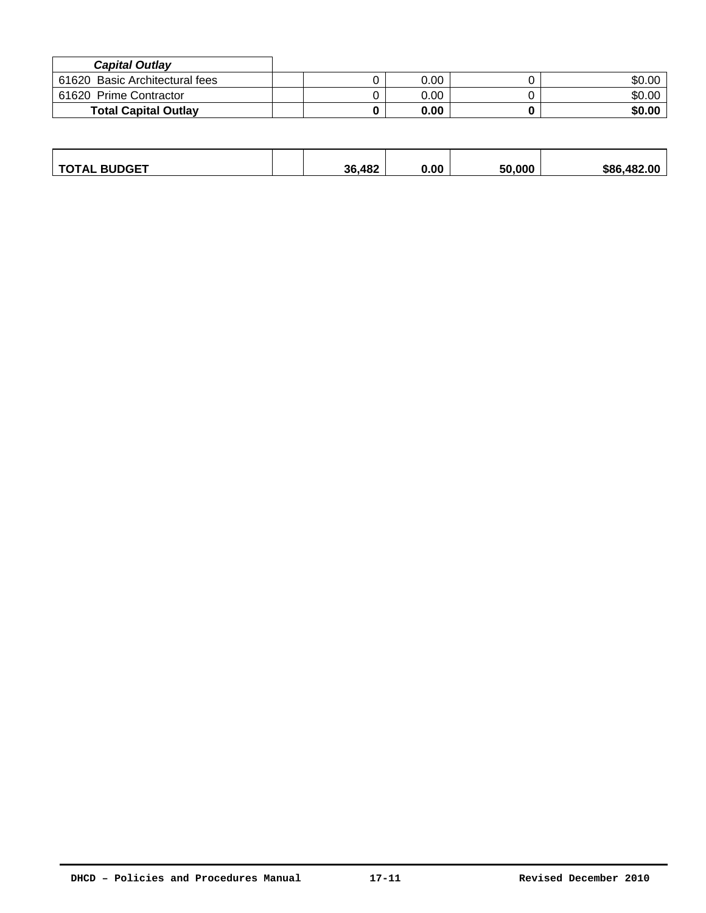| *Capital Outlay* | | | | | |
|---|---|---|---|---|---|
| 61620 Basic Architectural fees | | 0 | 0.00 | 0 | $0.00 |
| 61620 Prime Contractor | | 0 | 0.00 | 0 | $0.00 |
| **Total Capital Outlay** | | **0** | **0.00** | **0** | **$0.00** |

| | | | | | |
|---|---|---|---|---|---|
| **TOTAL BUDGET** | | **36,482** | **0.00** | **50,000** | **$86,482.00** |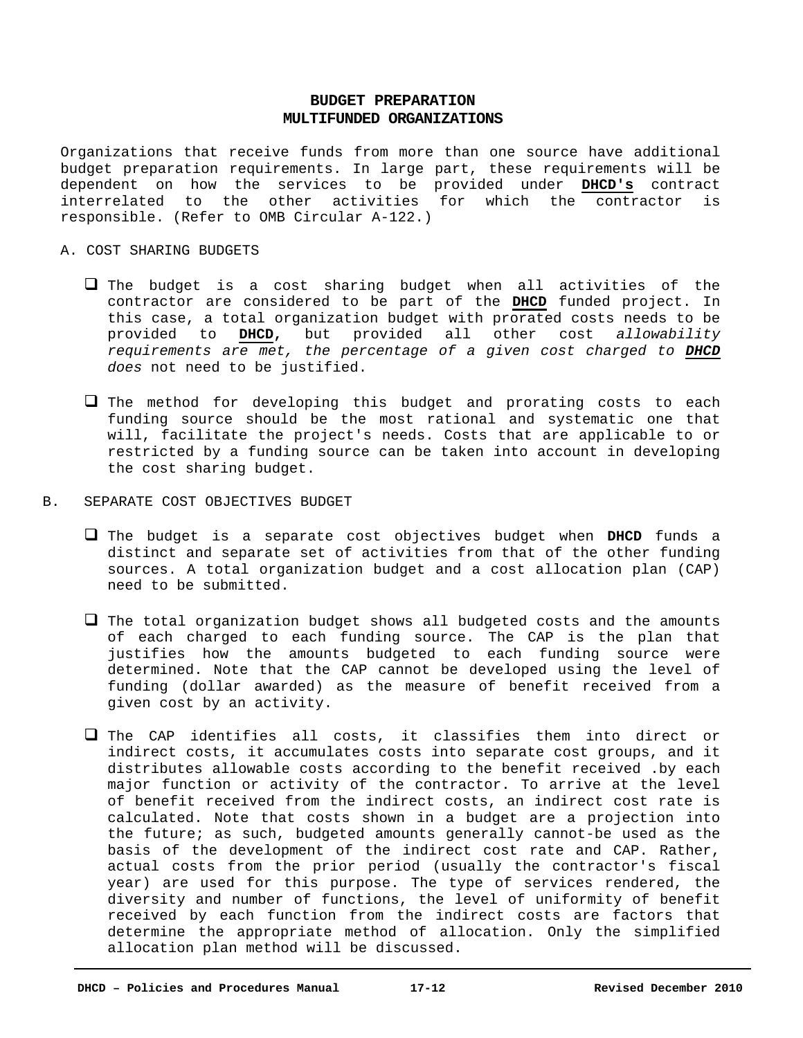# BUDGET PREPARATION
## MULTIFUNDED ORGANIZATIONS

Organizations that receive funds from more than one source have additional budget preparation requirements. In large part, these requirements will be dependent on how the services to be provided under **DHCD's** contract interrelated to the other activities for which the contractor is responsible. (Refer to OMB Circular A-122.)

A. COST SHARING BUDGETS

- The budget is a cost sharing budget when all activities of the contractor are considered to be part of the **DHCD** funded project. In this case, a total organization budget with prorated costs needs to be provided to **DHCD**, but provided all other cost *allowability requirements are met, the percentage of a given cost charged to* ***DHCD*** *does* not need to be justified.

- The method for developing this budget and prorating costs to each funding source should be the most rational and systematic one that will, facilitate the project's needs. Costs that are applicable to or restricted by a funding source can be taken into account in developing the cost sharing budget.

B. SEPARATE COST OBJECTIVES BUDGET

- The budget is a separate cost objectives budget when **DHCD** funds a distinct and separate set of activities from that of the other funding sources. A total organization budget and a cost allocation plan (CAP) need to be submitted.

- The total organization budget shows all budgeted costs and the amounts of each charged to each funding source. The CAP is the plan that justifies how the amounts budgeted to each funding source were determined. Note that the CAP cannot be developed using the level of funding (dollar awarded) as the measure of benefit received from a given cost by an activity.

- The CAP identifies all costs, it classifies them into direct or indirect costs, it accumulates costs into separate cost groups, and it distributes allowable costs according to the benefit received .by each major function or activity of the contractor. To arrive at the level of benefit received from the indirect costs, an indirect cost rate is calculated. Note that costs shown in a budget are a projection into the future; as such, budgeted amounts generally cannot-be used as the basis of the development of the indirect cost rate and CAP. Rather, actual costs from the prior period (usually the contractor's fiscal year) are used for this purpose. The type of services rendered, the diversity and number of functions, the level of uniformity of benefit received by each function from the indirect costs are factors that determine the appropriate method of allocation. Only the simplified allocation plan method will be discussed.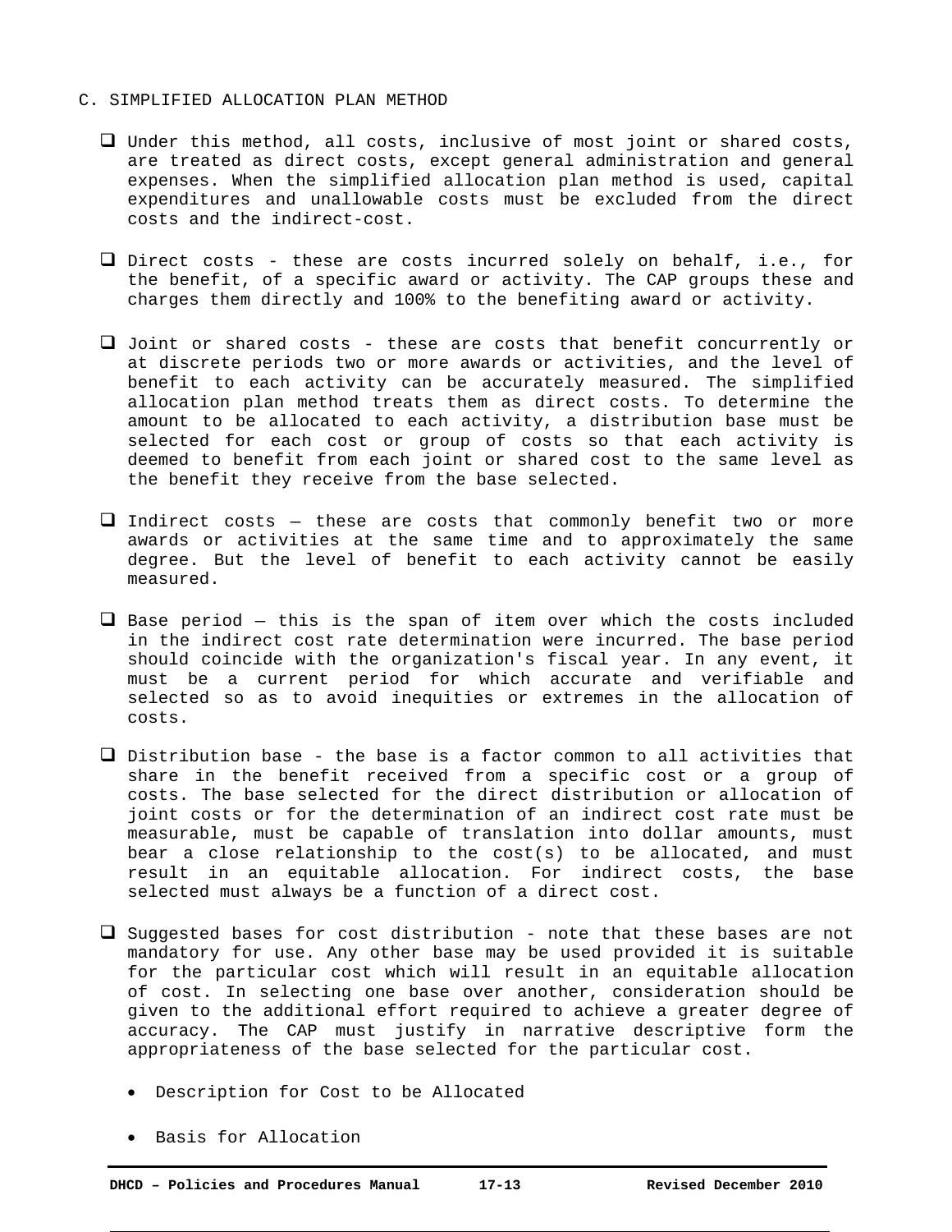C. SIMPLIFIED ALLOCATION PLAN METHOD

- Under this method, all costs, inclusive of most joint or shared costs, are treated as direct costs, except general administration and general expenses. When the simplified allocation plan method is used, capital expenditures and unallowable costs must be excluded from the direct costs and the indirect-cost.

- Direct costs - these are costs incurred solely on behalf, i.e., for the benefit, of a specific award or activity. The CAP groups these and charges them directly and 100% to the benefiting award or activity.

- Joint or shared costs - these are costs that benefit concurrently or at discrete periods two or more awards or activities, and the level of benefit to each activity can be accurately measured. The simplified allocation plan method treats them as direct costs. To determine the amount to be allocated to each activity, a distribution base must be selected for each cost or group of costs so that each activity is deemed to benefit from each joint or shared cost to the same level as the benefit they receive from the base selected.

- Indirect costs – these are costs that commonly benefit two or more awards or activities at the same time and to approximately the same degree. But the level of benefit to each activity cannot be easily measured.

- Base period – this is the span of item over which the costs included in the indirect cost rate determination were incurred. The base period should coincide with the organization's fiscal year. In any event, it must be a current period for which accurate and verifiable and selected so as to avoid inequities or extremes in the allocation of costs.

- Distribution base - the base is a factor common to all activities that share in the benefit received from a specific cost or a group of costs. The base selected for the direct distribution or allocation of joint costs or for the determination of an indirect cost rate must be measurable, must be capable of translation into dollar amounts, must bear a close relationship to the cost(s) to be allocated, and must result in an equitable allocation. For indirect costs, the base selected must always be a function of a direct cost.

- Suggested bases for cost distribution - note that these bases are not mandatory for use. Any other base may be used provided it is suitable for the particular cost which will result in an equitable allocation of cost. In selecting one base over another, consideration should be given to the additional effort required to achieve a greater degree of accuracy. The CAP must justify in narrative descriptive form the appropriateness of the base selected for the particular cost.

  - Description for Cost to be Allocated

  - Basis for Allocation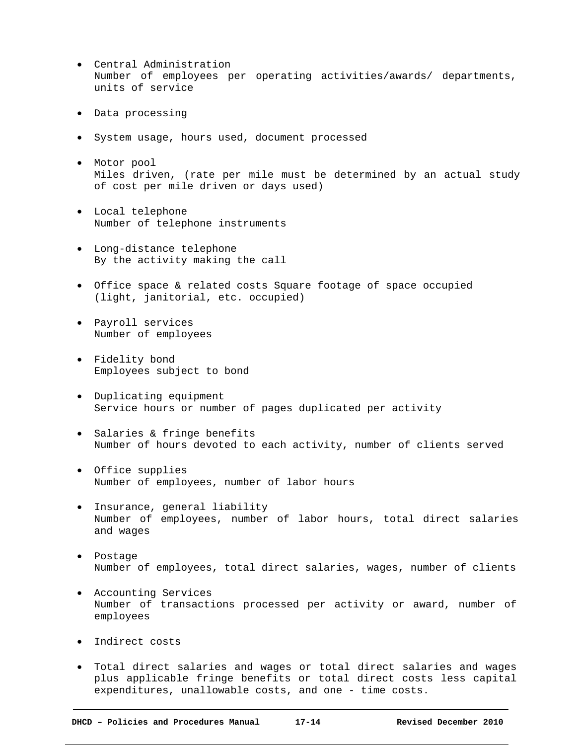- Central Administration
  Number of employees per operating activities/awards/ departments, units of service

- Data processing

- System usage, hours used, document processed

- Motor pool
  Miles driven, (rate per mile must be determined by an actual study of cost per mile driven or days used)

- Local telephone
  Number of telephone instruments

- Long-distance telephone
  By the activity making the call

- Office space & related costs Square footage of space occupied (light, janitorial, etc. occupied)

- Payroll services
  Number of employees

- Fidelity bond
  Employees subject to bond

- Duplicating equipment
  Service hours or number of pages duplicated per activity

- Salaries & fringe benefits
  Number of hours devoted to each activity, number of clients served

- Office supplies
  Number of employees, number of labor hours

- Insurance, general liability
  Number of employees, number of labor hours, total direct salaries and wages

- Postage
  Number of employees, total direct salaries, wages, number of clients

- Accounting Services
  Number of transactions processed per activity or award, number of employees

- Indirect costs

- Total direct salaries and wages or total direct salaries and wages plus applicable fringe benefits or total direct costs less capital expenditures, unallowable costs, and one - time costs.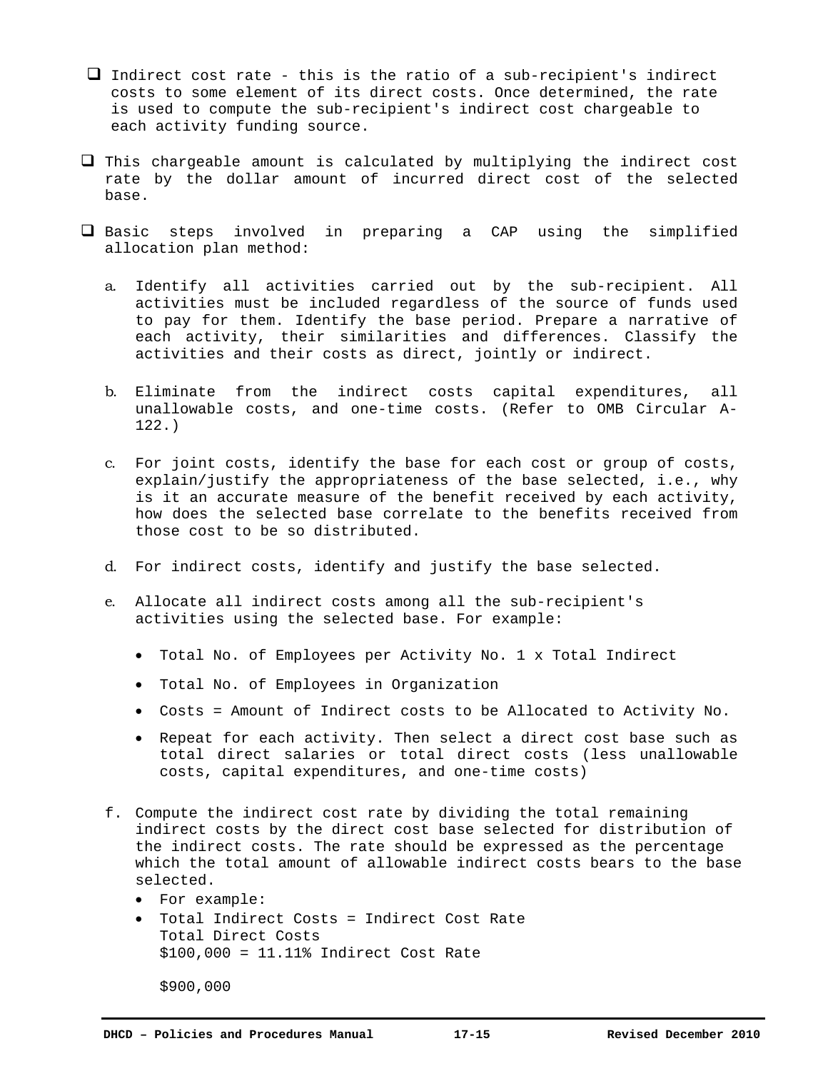- Indirect cost rate - this is the ratio of a sub-recipient's indirect costs to some element of its direct costs. Once determined, the rate is used to compute the sub-recipient's indirect cost chargeable to each activity funding source.

- This chargeable amount is calculated by multiplying the indirect cost rate by the dollar amount of incurred direct cost of the selected base.

- Basic steps involved in preparing a CAP using the simplified allocation plan method:

  a. Identify all activities carried out by the sub-recipient. All activities must be included regardless of the source of funds used to pay for them. Identify the base period. Prepare a narrative of each activity, their similarities and differences. Classify the activities and their costs as direct, jointly or indirect.

  b. Eliminate from the indirect costs capital expenditures, all unallowable costs, and one-time costs. (Refer to OMB Circular A-122.)

  c. For joint costs, identify the base for each cost or group of costs, explain/justify the appropriateness of the base selected, i.e., why is it an accurate measure of the benefit received by each activity, how does the selected base correlate to the benefits received from those cost to be so distributed.

  d. For indirect costs, identify and justify the base selected.

  e. Allocate all indirect costs among all the sub-recipient's activities using the selected base. For example:

     - Total No. of Employees per Activity No. 1 x Total Indirect
     - Total No. of Employees in Organization
     - Costs = Amount of Indirect costs to be Allocated to Activity No.
     - Repeat for each activity. Then select a direct cost base such as total direct salaries or total direct costs (less unallowable costs, capital expenditures, and one-time costs)

  f. Compute the indirect cost rate by dividing the total remaining indirect costs by the direct cost base selected for distribution of the indirect costs. The rate should be expressed as the percentage which the total amount of allowable indirect costs bears to the base selected.

     - For example:
     - Total Indirect Costs = Indirect Cost Rate
       Total Direct Costs
       $100,000 = 11.11% Indirect Cost Rate

       $900,000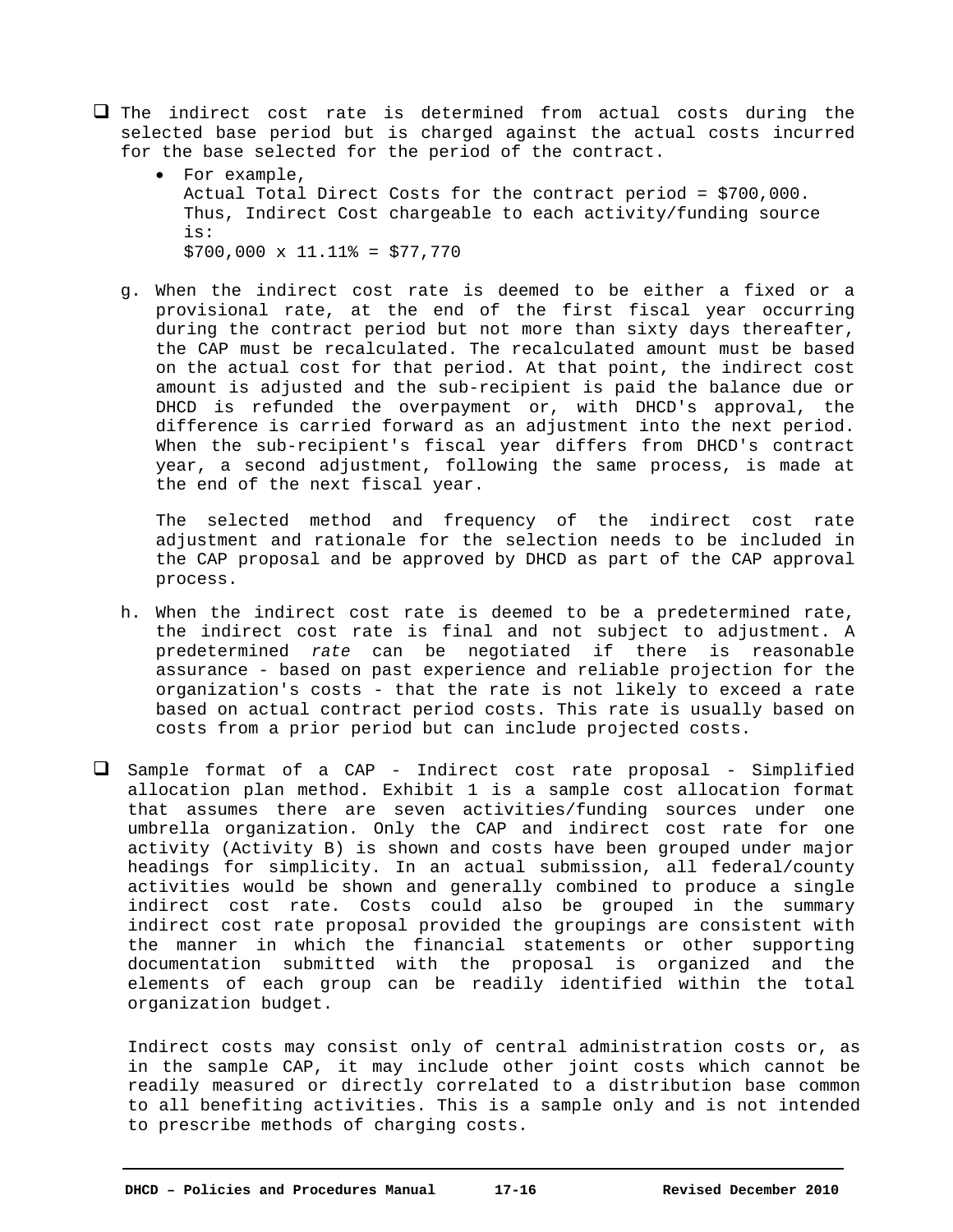- ☐ The indirect cost rate is determined from actual costs during the selected base period but is charged against the actual costs incurred for the base selected for the period of the contract.
  - For example,
    Actual Total Direct Costs for the contract period = $700,000.
    Thus, Indirect Cost chargeable to each activity/funding source is:
    $700,000 x 11.11% = $77,770

g. When the indirect cost rate is deemed to be either a fixed or a provisional rate, at the end of the first fiscal year occurring during the contract period but not more than sixty days thereafter, the CAP must be recalculated. The recalculated amount must be based on the actual cost for that period. At that point, the indirect cost amount is adjusted and the sub-recipient is paid the balance due or DHCD is refunded the overpayment or, with DHCD's approval, the difference is carried forward as an adjustment into the next period. When the sub-recipient's fiscal year differs from DHCD's contract year, a second adjustment, following the same process, is made at the end of the next fiscal year.

   The selected method and frequency of the indirect cost rate adjustment and rationale for the selection needs to be included in the CAP proposal and be approved by DHCD as part of the CAP approval process.

h. When the indirect cost rate is deemed to be a predetermined rate, the indirect cost rate is final and not subject to adjustment. A predetermined *rate* can be negotiated if there is reasonable assurance - based on past experience and reliable projection for the organization's costs - that the rate is not likely to exceed a rate based on actual contract period costs. This rate is usually based on costs from a prior period but can include projected costs.

- ☐ Sample format of a CAP - Indirect cost rate proposal - Simplified allocation plan method. Exhibit 1 is a sample cost allocation format that assumes there are seven activities/funding sources under one umbrella organization. Only the CAP and indirect cost rate for one activity (Activity B) is shown and costs have been grouped under major headings for simplicity. In an actual submission, all federal/county activities would be shown and generally combined to produce a single indirect cost rate. Costs could also be grouped in the summary indirect cost rate proposal provided the groupings are consistent with the manner in which the financial statements or other supporting documentation submitted with the proposal is organized and the elements of each group can be readily identified within the total organization budget.

  Indirect costs may consist only of central administration costs or, as in the sample CAP, it may include other joint costs which cannot be readily measured or directly correlated to a distribution base common to all benefiting activities. This is a sample only and is not intended to prescribe methods of charging costs.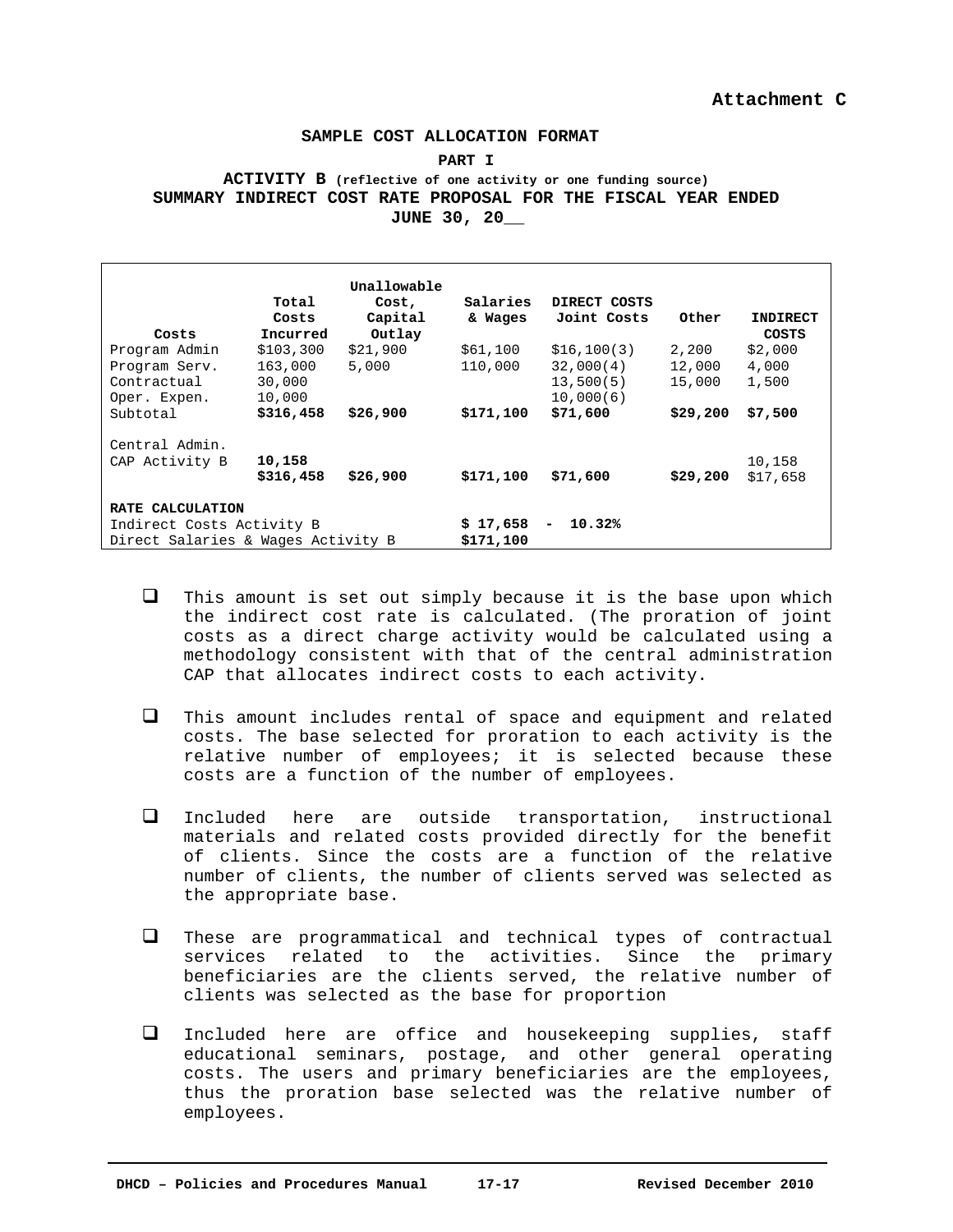**Attachment C**

## SAMPLE COST ALLOCATION FORMAT

**PART I**

**ACTIVITY B** **(reflective of one activity or one funding source)**
**SUMMARY INDIRECT COST RATE PROPOSAL FOR THE FISCAL YEAR ENDED JUNE 30, 20__**

| Costs | Total Costs Incurred | Unallowable Cost, Capital Outlay | Salaries & Wages | DIRECT COSTS Joint Costs | Other | INDIRECT COSTS |
|---|---|---|---|---|---|---|
| Program Admin | $103,300 | $21,900 | $61,100 | $16,100(3) | 2,200 | $2,000 |
| Program Serv. | 163,000 | 5,000 | 110,000 | 32,000(4) | 12,000 | 4,000 |
| Contractual | 30,000 | | | 13,500(5) | 15,000 | 1,500 |
| Oper. Expen. | 10,000 | | | 10,000(6) | | |
| Subtotal | **$316,458** | **$26,900** | **$171,100** | **$71,600** | **$29,200** | **$7,500** |
| Central Admin. CAP Activity B | **10,158** | | | | | 10,158 |
| | **$316,458** | **$26,900** | **$171,100** | **$71,600** | **$29,200** | $17,658 |
| **RATE CALCULATION** | | | | | | |
| Indirect Costs Activity B | | | **$ 17,658** | **- 10.32%** | | |
| Direct Salaries & Wages Activity B | | | **$171,100** | | | |

- This amount is set out simply because it is the base upon which the indirect cost rate is calculated. (The proration of joint costs as a direct charge activity would be calculated using a methodology consistent with that of the central administration CAP that allocates indirect costs to each activity.

- This amount includes rental of space and equipment and related costs. The base selected for proration to each activity is the relative number of employees; it is selected because these costs are a function of the number of employees.

- Included here are outside transportation, instructional materials and related costs provided directly for the benefit of clients. Since the costs are a function of the relative number of clients, the number of clients served was selected as the appropriate base.

- These are programmatical and technical types of contractual services related to the activities. Since the primary beneficiaries are the clients served, the relative number of clients was selected as the base for proportion

- Included here are office and housekeeping supplies, staff educational seminars, postage, and other general operating costs. The users and primary beneficiaries are the employees, thus the proration base selected was the relative number of employees.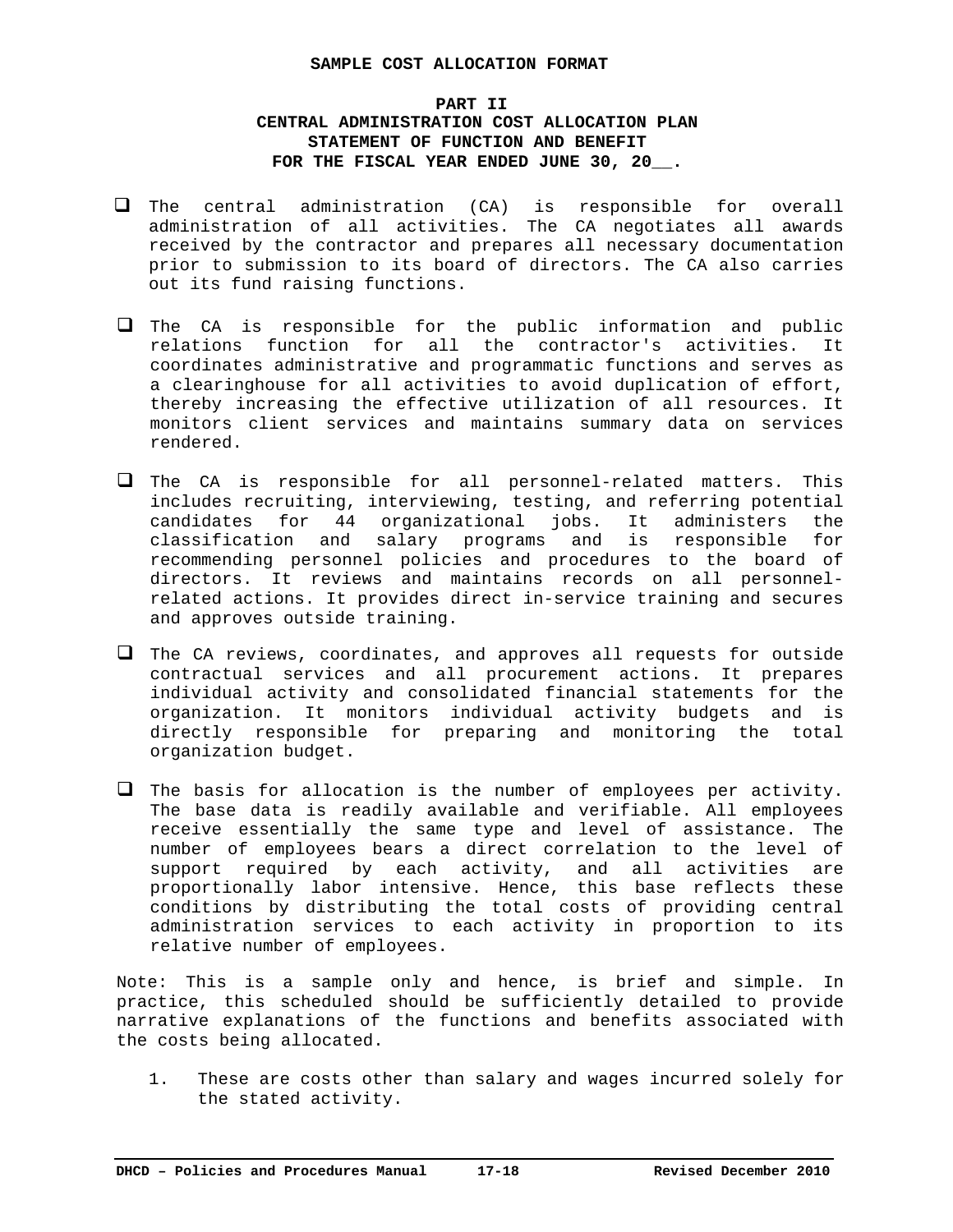**SAMPLE COST ALLOCATION FORMAT**

**PART II**
**CENTRAL ADMINISTRATION COST ALLOCATION PLAN**
**STATEMENT OF FUNCTION AND BENEFIT**
**FOR THE FISCAL YEAR ENDED JUNE 30, 20__.**

- The central administration (CA) is responsible for overall administration of all activities. The CA negotiates all awards received by the contractor and prepares all necessary documentation prior to submission to its board of directors. The CA also carries out its fund raising functions.

- The CA is responsible for the public information and public relations function for all the contractor's activities. It coordinates administrative and programmatic functions and serves as a clearinghouse for all activities to avoid duplication of effort, thereby increasing the effective utilization of all resources. It monitors client services and maintains summary data on services rendered.

- The CA is responsible for all personnel-related matters. This includes recruiting, interviewing, testing, and referring potential candidates for 44 organizational jobs. It administers the classification and salary programs and is responsible for recommending personnel policies and procedures to the board of directors. It reviews and maintains records on all personnel-related actions. It provides direct in-service training and secures and approves outside training.

- The CA reviews, coordinates, and approves all requests for outside contractual services and all procurement actions. It prepares individual activity and consolidated financial statements for the organization. It monitors individual activity budgets and is directly responsible for preparing and monitoring the total organization budget.

- The basis for allocation is the number of employees per activity. The base data is readily available and verifiable. All employees receive essentially the same type and level of assistance. The number of employees bears a direct correlation to the level of support required by each activity, and all activities are proportionally labor intensive. Hence, this base reflects these conditions by distributing the total costs of providing central administration services to each activity in proportion to its relative number of employees.

Note: This is a sample only and hence, is brief and simple. In practice, this scheduled should be sufficiently detailed to provide narrative explanations of the functions and benefits associated with the costs being allocated.

1. These are costs other than salary and wages incurred solely for the stated activity.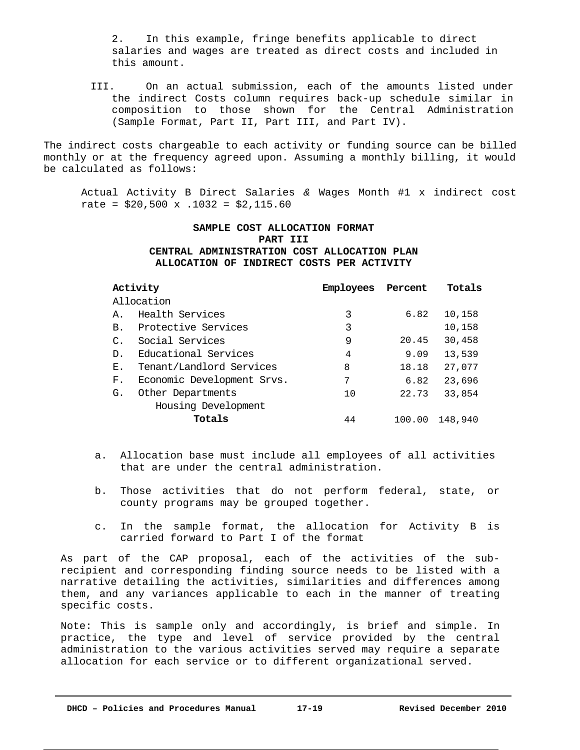2. In this example, fringe benefits applicable to direct salaries and wages are treated as direct costs and included in this amount.

III. On an actual submission, each of the amounts listed under the indirect Costs column requires back-up schedule similar in composition to those shown for the Central Administration (Sample Format, Part II, Part III, and Part IV).

The indirect costs chargeable to each activity or funding source can be billed monthly or at the frequency agreed upon. Assuming a monthly billing, it would be calculated as follows:

Actual Activity B Direct Salaries & Wages Month #1 x indirect cost rate = $20,500 x .1032 = $2,115.60

**SAMPLE COST ALLOCATION FORMAT**
**PART III**
**CENTRAL ADMINISTRATION COST ALLOCATION PLAN**
**ALLOCATION OF INDIRECT COSTS PER ACTIVITY**

| **Activity** | **Employees** | **Percent** | **Totals** |
|---|---|---|---|
| Allocation | | | |
| A. Health Services | 3 | 6.82 | 10,158 |
| B. Protective Services | 3 | | 10,158 |
| C. Social Services | 9 | 20.45 | 30,458 |
| D. Educational Services | 4 | 9.09 | 13,539 |
| E. Tenant/Landlord Services | 8 | 18.18 | 27,077 |
| F. Economic Development Srvs. | 7 | 6.82 | 23,696 |
| G. Other Departments Housing Development | 10 | 22.73 | 33,854 |
| **Totals** | 44 | 100.00 | 148,940 |

a. Allocation base must include all employees of all activities that are under the central administration.

b. Those activities that do not perform federal, state, or county programs may be grouped together.

c. In the sample format, the allocation for Activity B is carried forward to Part I of the format

As part of the CAP proposal, each of the activities of the sub-recipient and corresponding finding source needs to be listed with a narrative detailing the activities, similarities and differences among them, and any variances applicable to each in the manner of treating specific costs.

Note: This is sample only and accordingly, is brief and simple. In practice, the type and level of service provided by the central administration to the various activities served may require a separate allocation for each service or to different organizational served.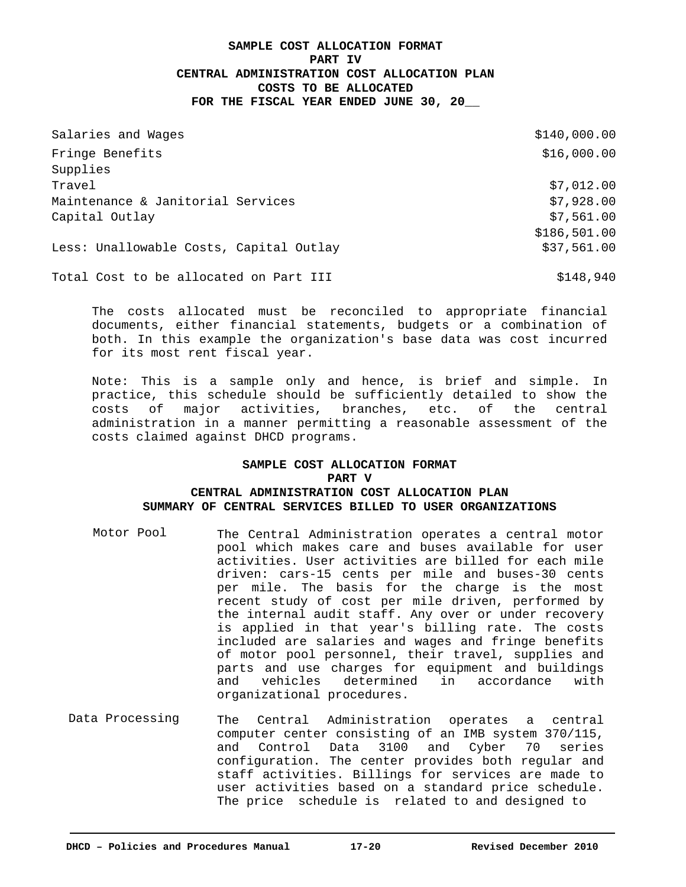**SAMPLE COST ALLOCATION FORMAT**
**PART IV**
**CENTRAL ADMINISTRATION COST ALLOCATION PLAN**
**COSTS TO BE ALLOCATED**
**FOR THE FISCAL YEAR ENDED JUNE 30, 20__**

| | |
|---|---|
| Salaries and Wages | $140,000.00 |
| Fringe Benefits | $16,000.00 |
| Supplies | |
| Travel | $7,012.00 |
| Maintenance & Janitorial Services | $7,928.00 |
| Capital Outlay | $7,561.00 |
| | $186,501.00 |
| Less: Unallowable Costs, Capital Outlay | $37,561.00 |
| Total Cost to be allocated on Part III | $148,940 |

The costs allocated must be reconciled to appropriate financial documents, either financial statements, budgets or a combination of both. In this example the organization's base data was cost incurred for its most rent fiscal year.

Note: This is a sample only and hence, is brief and simple. In practice, this schedule should be sufficiently detailed to show the costs of major activities, branches, etc. of the central administration in a manner permitting a reasonable assessment of the costs claimed against DHCD programs.

**SAMPLE COST ALLOCATION FORMAT**
**PART V**
**CENTRAL ADMINISTRATION COST ALLOCATION PLAN**
**SUMMARY OF CENTRAL SERVICES BILLED TO USER ORGANIZATIONS**

Motor Pool — The Central Administration operates a central motor pool which makes care and buses available for user activities. User activities are billed for each mile driven: cars-15 cents per mile and buses-30 cents per mile. The basis for the charge is the most recent study of cost per mile driven, performed by the internal audit staff. Any over or under recovery is applied in that year's billing rate. The costs included are salaries and wages and fringe benefits of motor pool personnel, their travel, supplies and parts and use charges for equipment and buildings and vehicles determined in accordance with organizational procedures.

Data Processing — The Central Administration operates a central computer center consisting of an IMB system 370/115, and Control Data 3100 and Cyber 70 series configuration. The center provides both regular and staff activities. Billings for services are made to user activities based on a standard price schedule. The price schedule is related to and designed to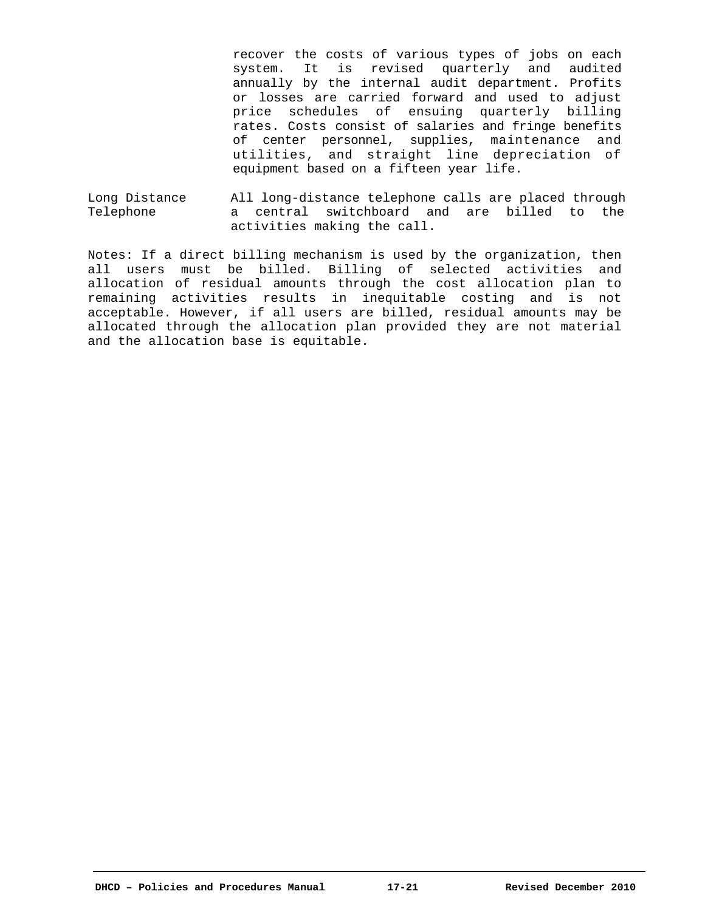recover the costs of various types of jobs on each system. It is revised quarterly and audited annually by the internal audit department. Profits or losses are carried forward and used to adjust price schedules of ensuing quarterly billing rates. Costs consist of salaries and fringe benefits of center personnel, supplies, maintenance and utilities, and straight line depreciation of equipment based on a fifteen year life.

| | |
|---|---|
| Long Distance Telephone | All long-distance telephone calls are placed through a central switchboard and are billed to the activities making the call. |

Notes: If a direct billing mechanism is used by the organization, then all users must be billed. Billing of selected activities and allocation of residual amounts through the cost allocation plan to remaining activities results in inequitable costing and is not acceptable. However, if all users are billed, residual amounts may be allocated through the allocation plan provided they are not material and the allocation base is equitable.